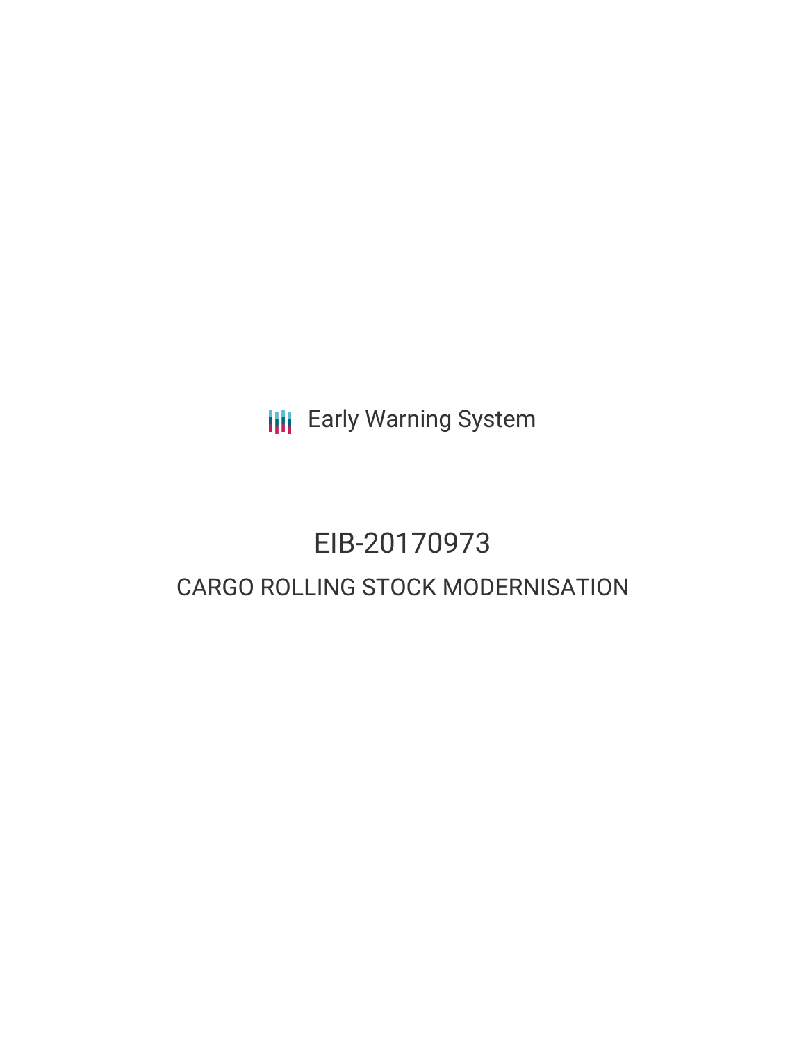Early Warning System

# EIB-20170973

## CARGO ROLLING STOCK MODERNISATION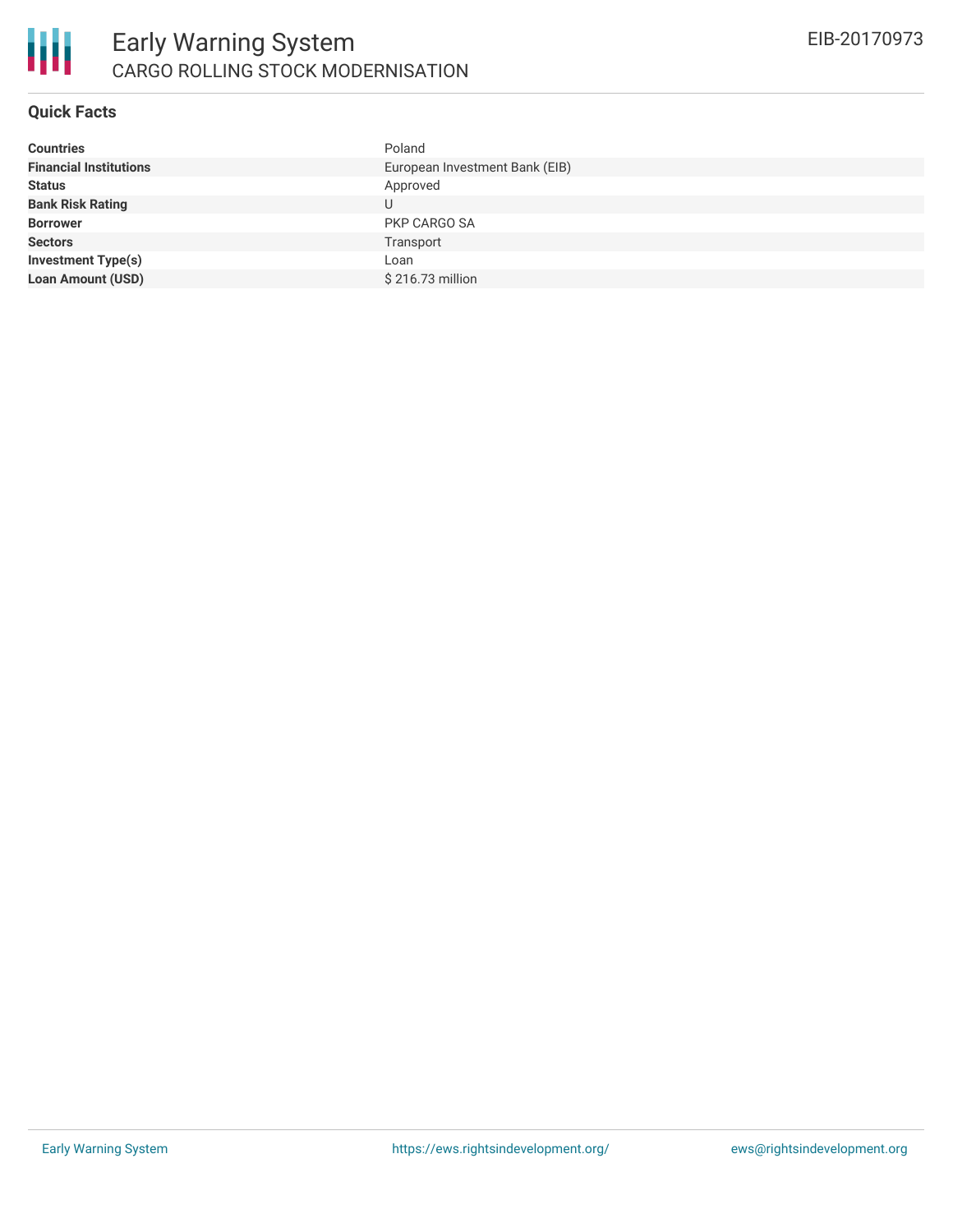# Early Warning System

## CARGO ROLLING STOCK MODERNISATION

EIB-20170973

### Quick Facts

| | |
|---|---|
| **Countries** | Poland |
| **Financial Institutions** | European Investment Bank (EIB) |
| **Status** | Approved |
| **Bank Risk Rating** | U |
| **Borrower** | PKP CARGO SA |
| **Sectors** | Transport |
| **Investment Type(s)** | Loan |
| **Loan Amount (USD)** | $ 216.73 million |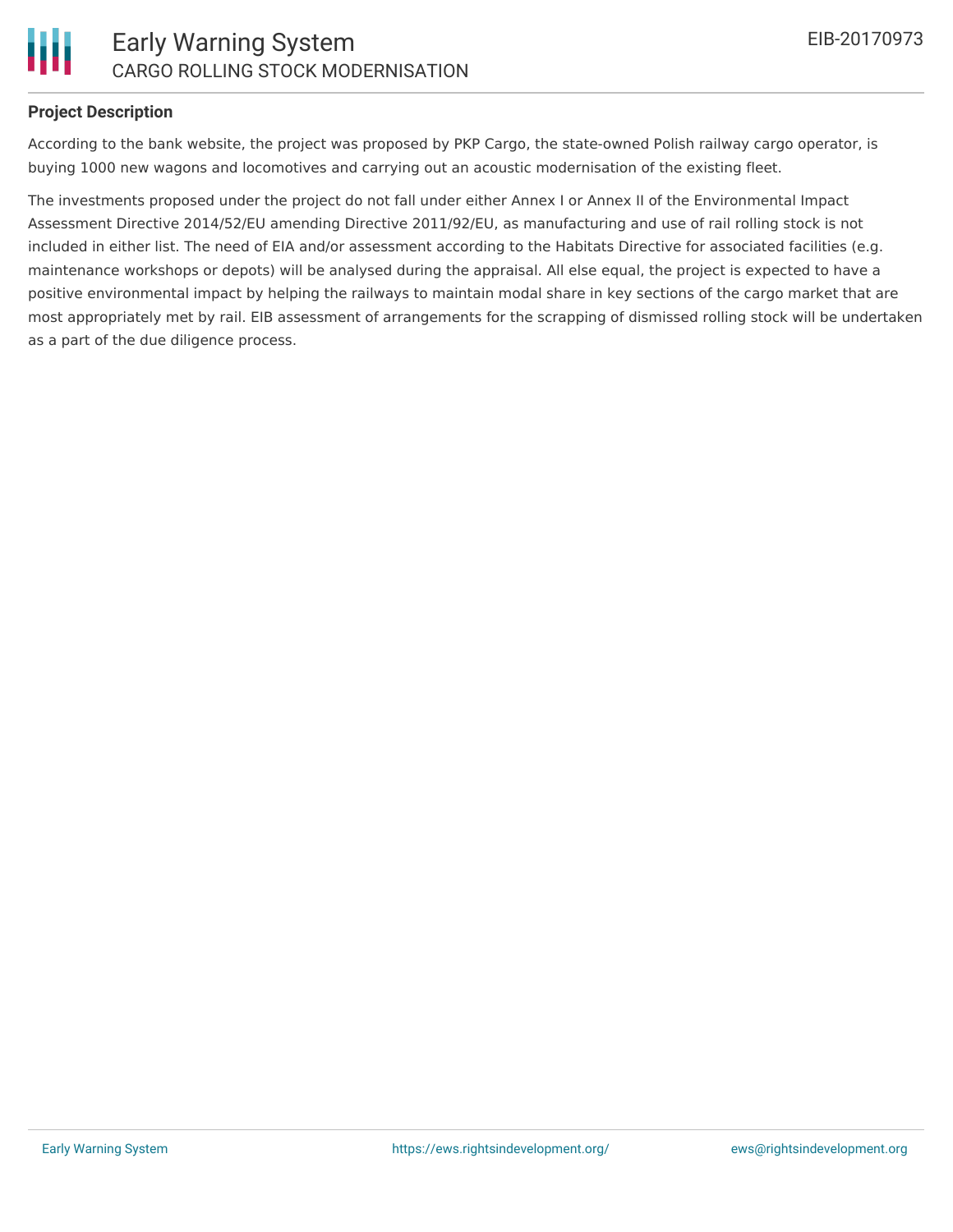### Project Description

According to the bank website, the project was proposed by PKP Cargo, the state-owned Polish railway cargo operator, is buying 1000 new wagons and locomotives and carrying out an acoustic modernisation of the existing fleet.

The investments proposed under the project do not fall under either Annex I or Annex II of the Environmental Impact Assessment Directive 2014/52/EU amending Directive 2011/92/EU, as manufacturing and use of rail rolling stock is not included in either list. The need of EIA and/or assessment according to the Habitats Directive for associated facilities (e.g. maintenance workshops or depots) will be analysed during the appraisal. All else equal, the project is expected to have a positive environmental impact by helping the railways to maintain modal share in key sections of the cargo market that are most appropriately met by rail. EIB assessment of arrangements for the scrapping of dismissed rolling stock will be undertaken as a part of the due diligence process.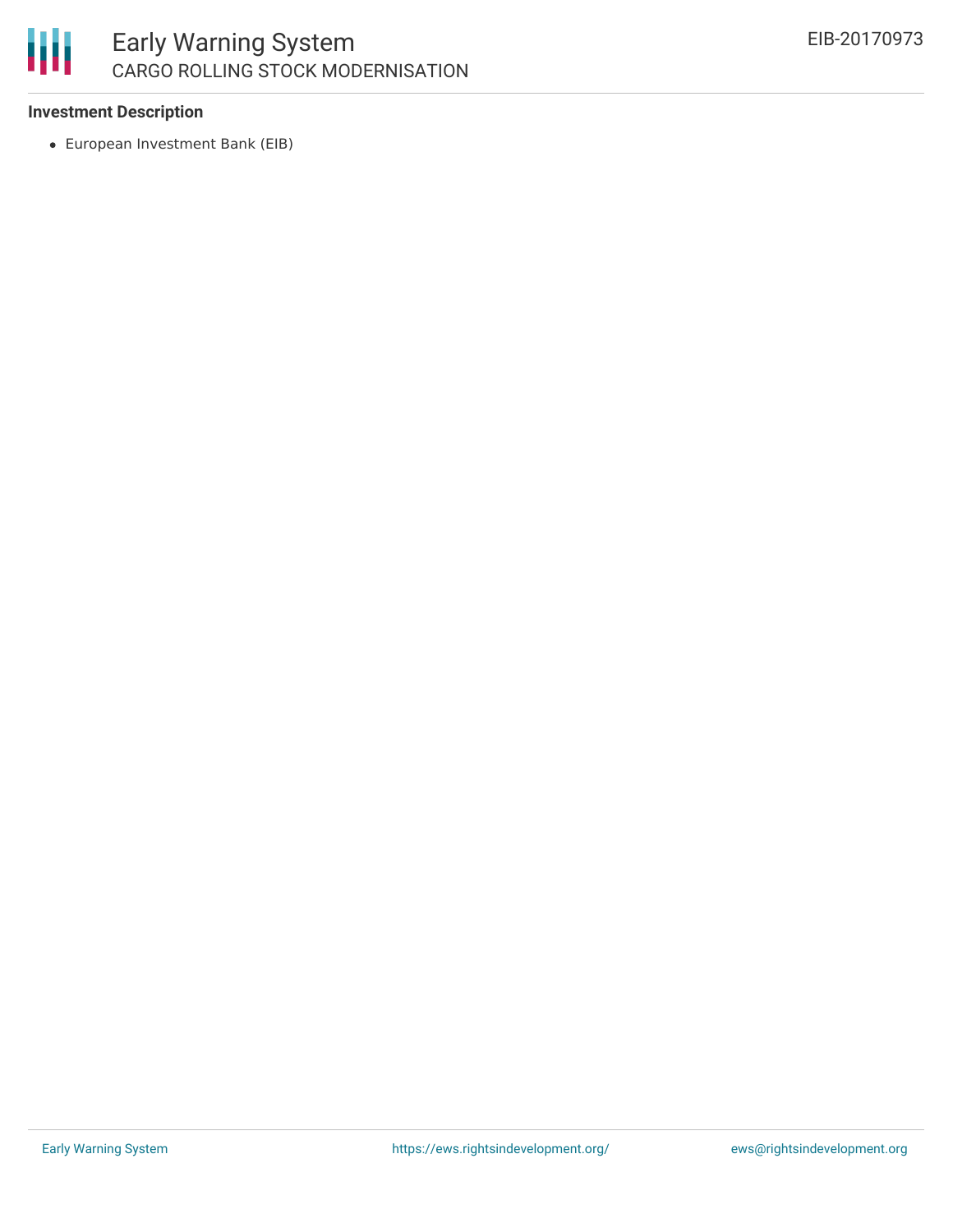**Investment Description**

- European Investment Bank (EIB)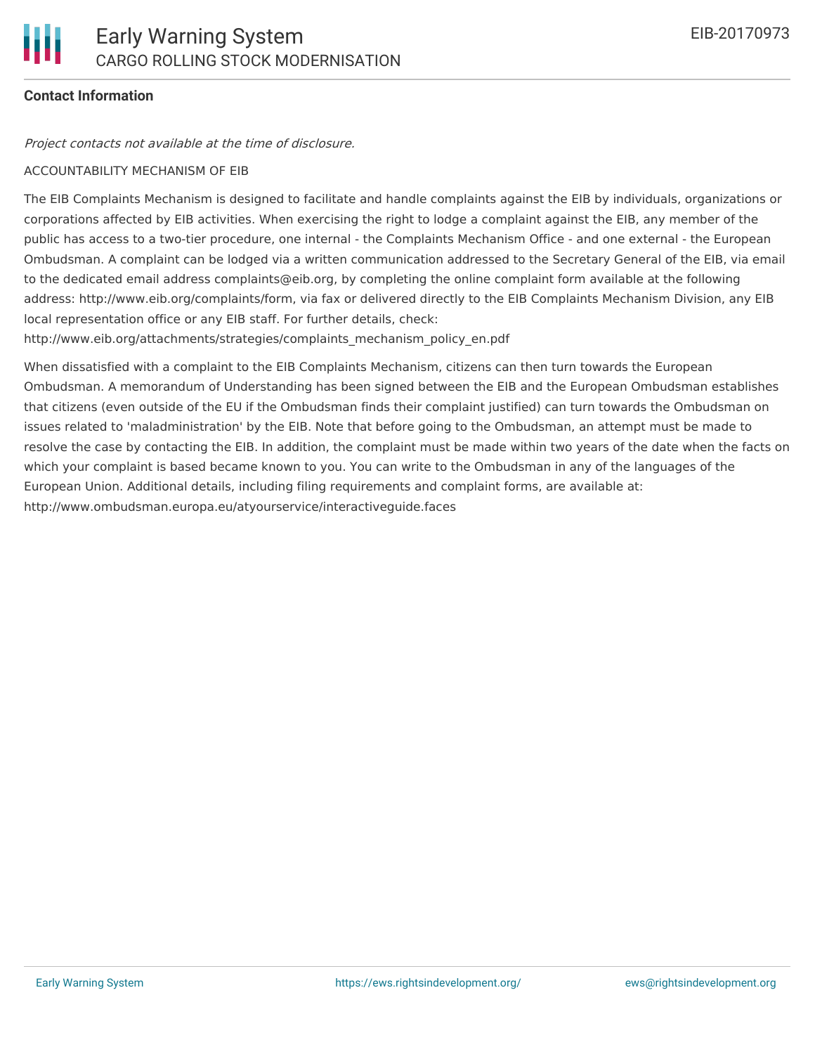**Contact Information**

*Project contacts not available at the time of disclosure.*

ACCOUNTABILITY MECHANISM OF EIB

The EIB Complaints Mechanism is designed to facilitate and handle complaints against the EIB by individuals, organizations or corporations affected by EIB activities. When exercising the right to lodge a complaint against the EIB, any member of the public has access to a two-tier procedure, one internal - the Complaints Mechanism Office - and one external - the European Ombudsman. A complaint can be lodged via a written communication addressed to the Secretary General of the EIB, via email to the dedicated email address complaints@eib.org, by completing the online complaint form available at the following address: http://www.eib.org/complaints/form, via fax or delivered directly to the EIB Complaints Mechanism Division, any EIB local representation office or any EIB staff. For further details, check: http://www.eib.org/attachments/strategies/complaints_mechanism_policy_en.pdf

When dissatisfied with a complaint to the EIB Complaints Mechanism, citizens can then turn towards the European Ombudsman. A memorandum of Understanding has been signed between the EIB and the European Ombudsman establishes that citizens (even outside of the EU if the Ombudsman finds their complaint justified) can turn towards the Ombudsman on issues related to 'maladministration' by the EIB. Note that before going to the Ombudsman, an attempt must be made to resolve the case by contacting the EIB. In addition, the complaint must be made within two years of the date when the facts on which your complaint is based became known to you. You can write to the Ombudsman in any of the languages of the European Union. Additional details, including filing requirements and complaint forms, are available at: http://www.ombudsman.europa.eu/atyourservice/interactiveguide.faces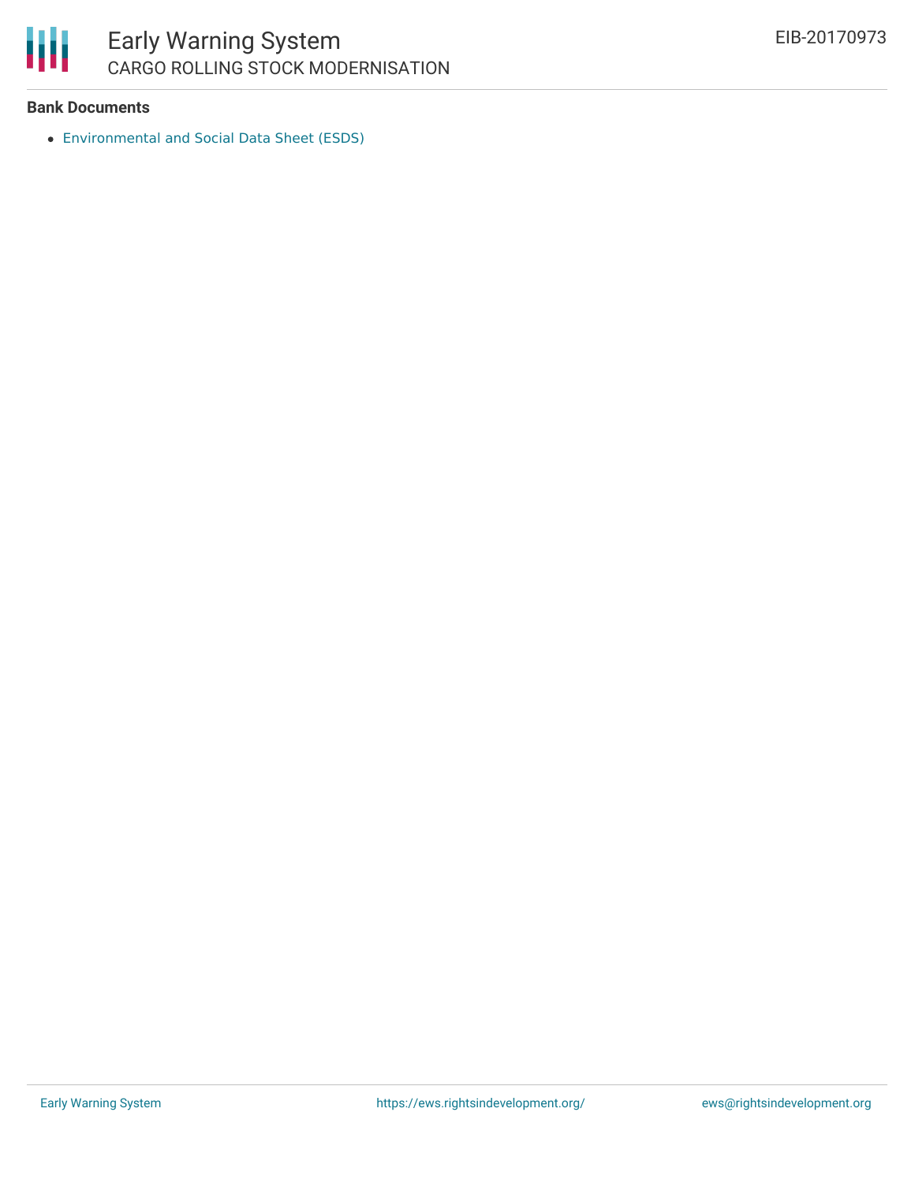**Bank Documents**

- Environmental and Social Data Sheet (ESDS)